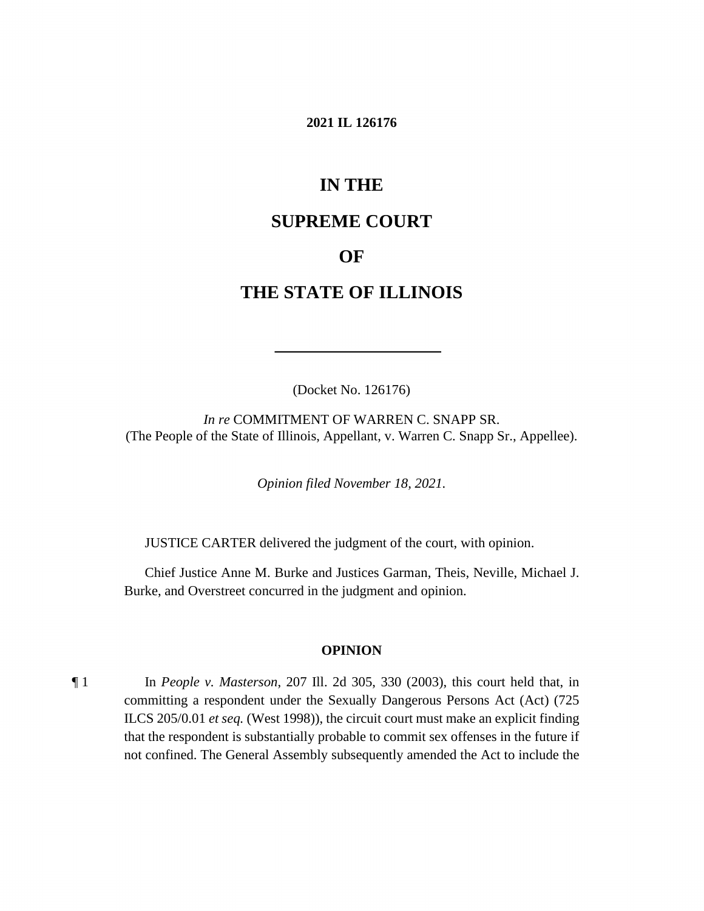**2021 IL 126176**

# IN THE

# SUPREME COURT

# OF

# THE STATE OF ILLINOIS

---

(Docket No. 126176)

*In re* COMMITMENT OF WARREN C. SNAPP SR.
(The People of the State of Illinois, Appellant, v. Warren C. Snapp Sr., Appellee).

*Opinion filed November 18, 2021.*

JUSTICE CARTER delivered the judgment of the court, with opinion.

Chief Justice Anne M. Burke and Justices Garman, Theis, Neville, Michael J. Burke, and Overstreet concurred in the judgment and opinion.

## OPINION

¶ 1 In *People v. Masterson*, 207 Ill. 2d 305, 330 (2003), this court held that, in committing a respondent under the Sexually Dangerous Persons Act (Act) (725 ILCS 205/0.01 *et seq.* (West 1998)), the circuit court must make an explicit finding that the respondent is substantially probable to commit sex offenses in the future if not confined. The General Assembly subsequently amended the Act to include the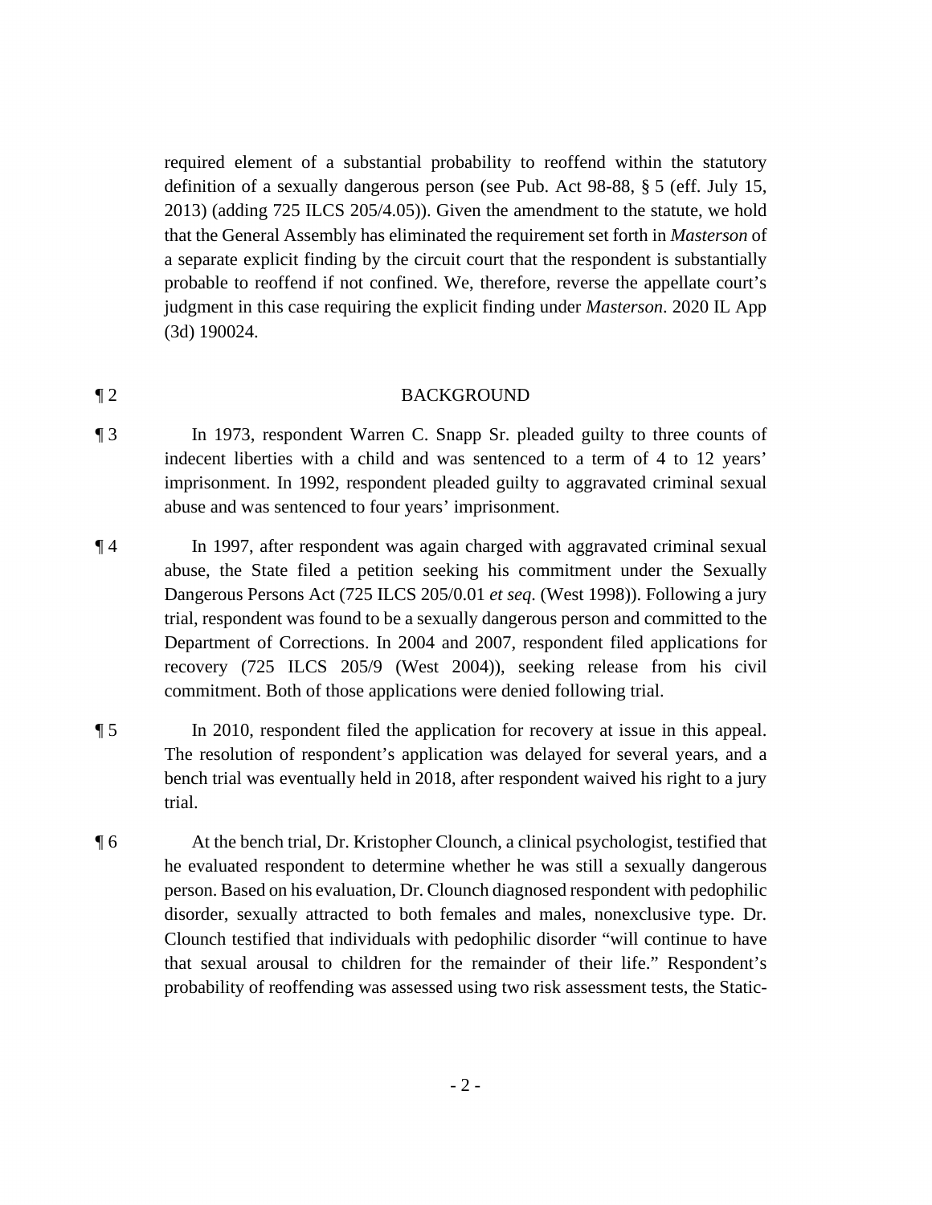required element of a substantial probability to reoffend within the statutory definition of a sexually dangerous person (see Pub. Act 98-88, § 5 (eff. July 15, 2013) (adding 725 ILCS 205/4.05)). Given the amendment to the statute, we hold that the General Assembly has eliminated the requirement set forth in *Masterson* of a separate explicit finding by the circuit court that the respondent is substantially probable to reoffend if not confined. We, therefore, reverse the appellate court's judgment in this case requiring the explicit finding under *Masterson*. 2020 IL App (3d) 190024.

¶ 2 BACKGROUND

¶ 3 In 1973, respondent Warren C. Snapp Sr. pleaded guilty to three counts of indecent liberties with a child and was sentenced to a term of 4 to 12 years' imprisonment. In 1992, respondent pleaded guilty to aggravated criminal sexual abuse and was sentenced to four years' imprisonment.

¶ 4 In 1997, after respondent was again charged with aggravated criminal sexual abuse, the State filed a petition seeking his commitment under the Sexually Dangerous Persons Act (725 ILCS 205/0.01 *et seq.* (West 1998)). Following a jury trial, respondent was found to be a sexually dangerous person and committed to the Department of Corrections. In 2004 and 2007, respondent filed applications for recovery (725 ILCS 205/9 (West 2004)), seeking release from his civil commitment. Both of those applications were denied following trial.

¶ 5 In 2010, respondent filed the application for recovery at issue in this appeal. The resolution of respondent's application was delayed for several years, and a bench trial was eventually held in 2018, after respondent waived his right to a jury trial.

¶ 6 At the bench trial, Dr. Kristopher Clounch, a clinical psychologist, testified that he evaluated respondent to determine whether he was still a sexually dangerous person. Based on his evaluation, Dr. Clounch diagnosed respondent with pedophilic disorder, sexually attracted to both females and males, nonexclusive type. Dr. Clounch testified that individuals with pedophilic disorder "will continue to have that sexual arousal to children for the remainder of their life." Respondent's probability of reoffending was assessed using two risk assessment tests, the Static-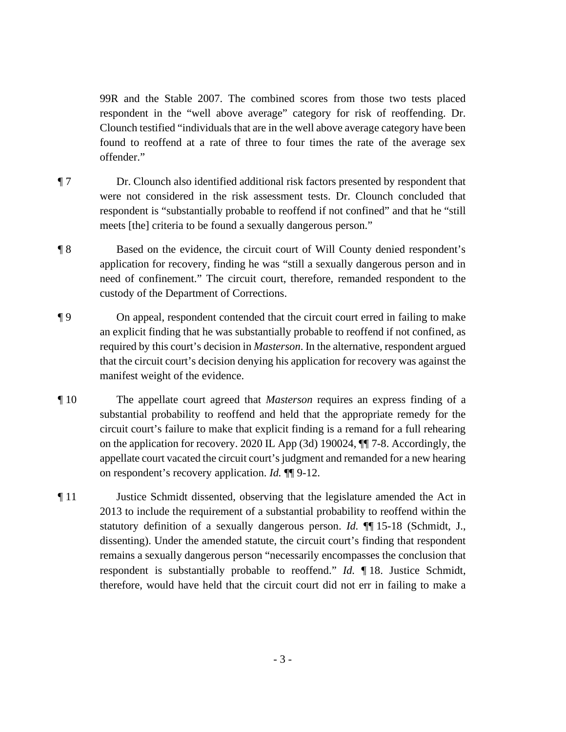99R and the Stable 2007. The combined scores from those two tests placed respondent in the "well above average" category for risk of reoffending. Dr. Clounch testified "individuals that are in the well above average category have been found to reoffend at a rate of three to four times the rate of the average sex offender."

¶ 7 Dr. Clounch also identified additional risk factors presented by respondent that were not considered in the risk assessment tests. Dr. Clounch concluded that respondent is "substantially probable to reoffend if not confined" and that he "still meets [the] criteria to be found a sexually dangerous person."

¶ 8 Based on the evidence, the circuit court of Will County denied respondent's application for recovery, finding he was "still a sexually dangerous person and in need of confinement." The circuit court, therefore, remanded respondent to the custody of the Department of Corrections.

¶ 9 On appeal, respondent contended that the circuit court erred in failing to make an explicit finding that he was substantially probable to reoffend if not confined, as required by this court's decision in *Masterson*. In the alternative, respondent argued that the circuit court's decision denying his application for recovery was against the manifest weight of the evidence.

¶ 10 The appellate court agreed that *Masterson* requires an express finding of a substantial probability to reoffend and held that the appropriate remedy for the circuit court's failure to make that explicit finding is a remand for a full rehearing on the application for recovery. 2020 IL App (3d) 190024, ¶¶ 7-8. Accordingly, the appellate court vacated the circuit court's judgment and remanded for a new hearing on respondent's recovery application. *Id.* ¶¶ 9-12.

¶ 11 Justice Schmidt dissented, observing that the legislature amended the Act in 2013 to include the requirement of a substantial probability to reoffend within the statutory definition of a sexually dangerous person. *Id.* ¶¶ 15-18 (Schmidt, J., dissenting). Under the amended statute, the circuit court's finding that respondent remains a sexually dangerous person "necessarily encompasses the conclusion that respondent is substantially probable to reoffend." *Id.* ¶ 18. Justice Schmidt, therefore, would have held that the circuit court did not err in failing to make a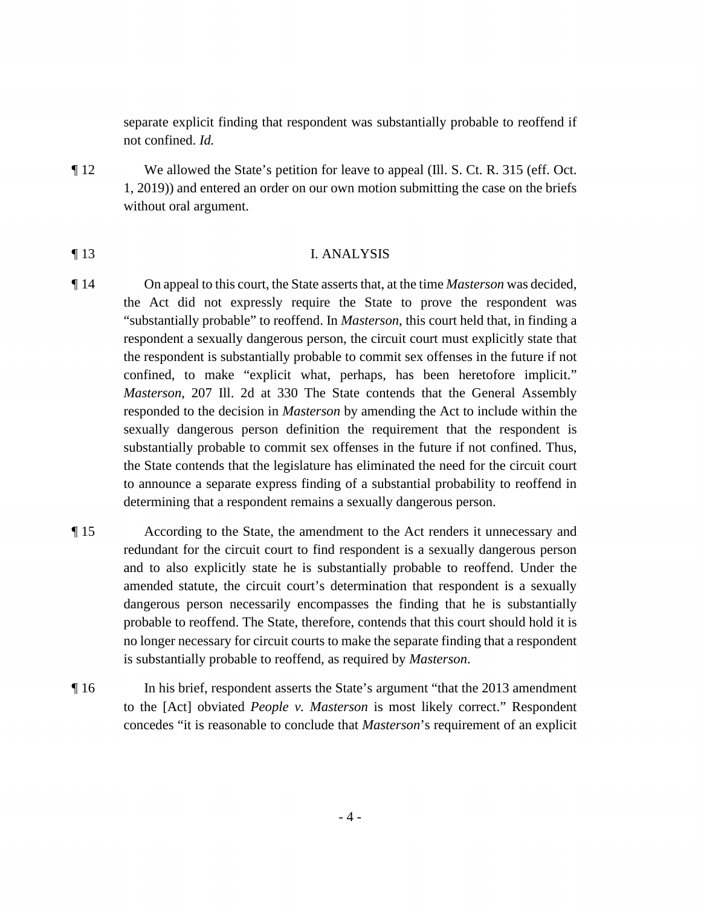separate explicit finding that respondent was substantially probable to reoffend if not confined. *Id.*

¶ 12 We allowed the State's petition for leave to appeal (Ill. S. Ct. R. 315 (eff. Oct. 1, 2019)) and entered an order on our own motion submitting the case on the briefs without oral argument.

## ¶ 13 I. ANALYSIS

¶ 14 On appeal to this court, the State asserts that, at the time *Masterson* was decided, the Act did not expressly require the State to prove the respondent was "substantially probable" to reoffend. In *Masterson*, this court held that, in finding a respondent a sexually dangerous person, the circuit court must explicitly state that the respondent is substantially probable to commit sex offenses in the future if not confined, to make "explicit what, perhaps, has been heretofore implicit." *Masterson*, 207 Ill. 2d at 330 The State contends that the General Assembly responded to the decision in *Masterson* by amending the Act to include within the sexually dangerous person definition the requirement that the respondent is substantially probable to commit sex offenses in the future if not confined. Thus, the State contends that the legislature has eliminated the need for the circuit court to announce a separate express finding of a substantial probability to reoffend in determining that a respondent remains a sexually dangerous person.

¶ 15 According to the State, the amendment to the Act renders it unnecessary and redundant for the circuit court to find respondent is a sexually dangerous person and to also explicitly state he is substantially probable to reoffend. Under the amended statute, the circuit court's determination that respondent is a sexually dangerous person necessarily encompasses the finding that he is substantially probable to reoffend. The State, therefore, contends that this court should hold it is no longer necessary for circuit courts to make the separate finding that a respondent is substantially probable to reoffend, as required by *Masterson*.

¶ 16 In his brief, respondent asserts the State's argument "that the 2013 amendment to the [Act] obviated *People v. Masterson* is most likely correct." Respondent concedes "it is reasonable to conclude that *Masterson*'s requirement of an explicit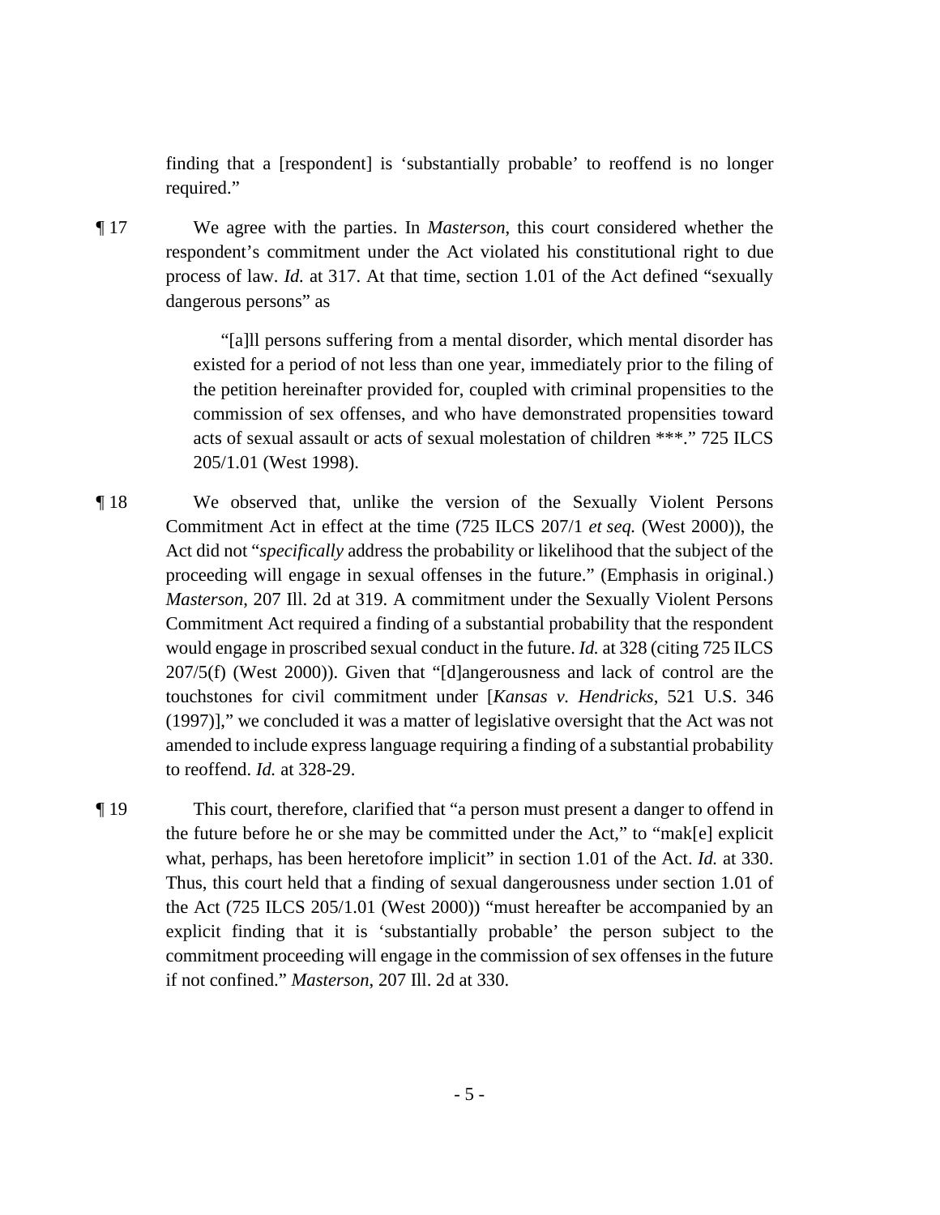finding that a [respondent] is 'substantially probable' to reoffend is no longer required."

¶ 17 We agree with the parties. In *Masterson*, this court considered whether the respondent's commitment under the Act violated his constitutional right to due process of law. *Id.* at 317. At that time, section 1.01 of the Act defined "sexually dangerous persons" as

> "[a]ll persons suffering from a mental disorder, which mental disorder has existed for a period of not less than one year, immediately prior to the filing of the petition hereinafter provided for, coupled with criminal propensities to the commission of sex offenses, and who have demonstrated propensities toward acts of sexual assault or acts of sexual molestation of children ***." 725 ILCS 205/1.01 (West 1998).

¶ 18 We observed that, unlike the version of the Sexually Violent Persons Commitment Act in effect at the time (725 ILCS 207/1 *et seq.* (West 2000)), the Act did not "*specifically* address the probability or likelihood that the subject of the proceeding will engage in sexual offenses in the future." (Emphasis in original.) *Masterson*, 207 Ill. 2d at 319. A commitment under the Sexually Violent Persons Commitment Act required a finding of a substantial probability that the respondent would engage in proscribed sexual conduct in the future. *Id.* at 328 (citing 725 ILCS 207/5(f) (West 2000)). Given that "[d]angerousness and lack of control are the touchstones for civil commitment under [*Kansas v. Hendricks*, 521 U.S. 346 (1997)]," we concluded it was a matter of legislative oversight that the Act was not amended to include express language requiring a finding of a substantial probability to reoffend. *Id.* at 328-29.

¶ 19 This court, therefore, clarified that "a person must present a danger to offend in the future before he or she may be committed under the Act," to "mak[e] explicit what, perhaps, has been heretofore implicit" in section 1.01 of the Act. *Id.* at 330. Thus, this court held that a finding of sexual dangerousness under section 1.01 of the Act (725 ILCS 205/1.01 (West 2000)) "must hereafter be accompanied by an explicit finding that it is 'substantially probable' the person subject to the commitment proceeding will engage in the commission of sex offenses in the future if not confined." *Masterson*, 207 Ill. 2d at 330.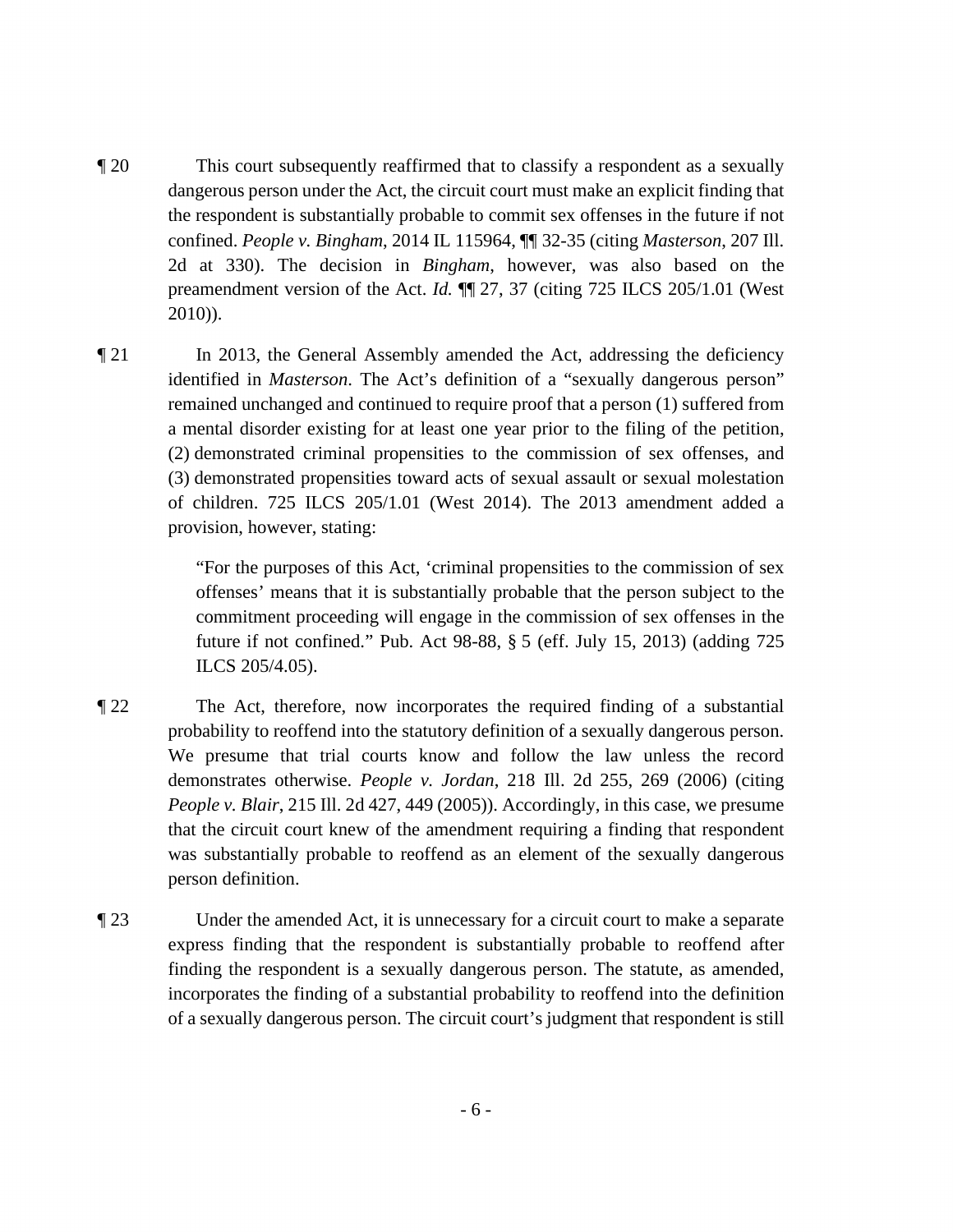¶ 20 This court subsequently reaffirmed that to classify a respondent as a sexually dangerous person under the Act, the circuit court must make an explicit finding that the respondent is substantially probable to commit sex offenses in the future if not confined. *People v. Bingham*, 2014 IL 115964, ¶¶ 32-35 (citing *Masterson*, 207 Ill. 2d at 330). The decision in *Bingham*, however, was also based on the preamendment version of the Act. *Id.* ¶¶ 27, 37 (citing 725 ILCS 205/1.01 (West 2010)).

¶ 21 In 2013, the General Assembly amended the Act, addressing the deficiency identified in *Masterson*. The Act's definition of a "sexually dangerous person" remained unchanged and continued to require proof that a person (1) suffered from a mental disorder existing for at least one year prior to the filing of the petition, (2) demonstrated criminal propensities to the commission of sex offenses, and (3) demonstrated propensities toward acts of sexual assault or sexual molestation of children. 725 ILCS 205/1.01 (West 2014). The 2013 amendment added a provision, however, stating:

> "For the purposes of this Act, 'criminal propensities to the commission of sex offenses' means that it is substantially probable that the person subject to the commitment proceeding will engage in the commission of sex offenses in the future if not confined." Pub. Act 98-88, § 5 (eff. July 15, 2013) (adding 725 ILCS 205/4.05).

¶ 22 The Act, therefore, now incorporates the required finding of a substantial probability to reoffend into the statutory definition of a sexually dangerous person. We presume that trial courts know and follow the law unless the record demonstrates otherwise. *People v. Jordan*, 218 Ill. 2d 255, 269 (2006) (citing *People v. Blair*, 215 Ill. 2d 427, 449 (2005)). Accordingly, in this case, we presume that the circuit court knew of the amendment requiring a finding that respondent was substantially probable to reoffend as an element of the sexually dangerous person definition.

¶ 23 Under the amended Act, it is unnecessary for a circuit court to make a separate express finding that the respondent is substantially probable to reoffend after finding the respondent is a sexually dangerous person. The statute, as amended, incorporates the finding of a substantial probability to reoffend into the definition of a sexually dangerous person. The circuit court's judgment that respondent is still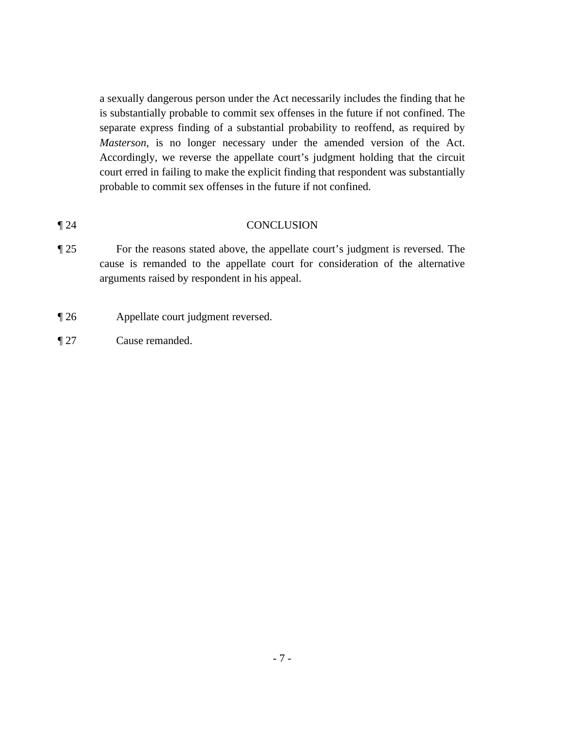a sexually dangerous person under the Act necessarily includes the finding that he is substantially probable to commit sex offenses in the future if not confined. The separate express finding of a substantial probability to reoffend, as required by *Masterson*, is no longer necessary under the amended version of the Act. Accordingly, we reverse the appellate court's judgment holding that the circuit court erred in failing to make the explicit finding that respondent was substantially probable to commit sex offenses in the future if not confined.

¶ 24 CONCLUSION

¶ 25 For the reasons stated above, the appellate court's judgment is reversed. The cause is remanded to the appellate court for consideration of the alternative arguments raised by respondent in his appeal.

¶ 26 Appellate court judgment reversed.

¶ 27 Cause remanded.